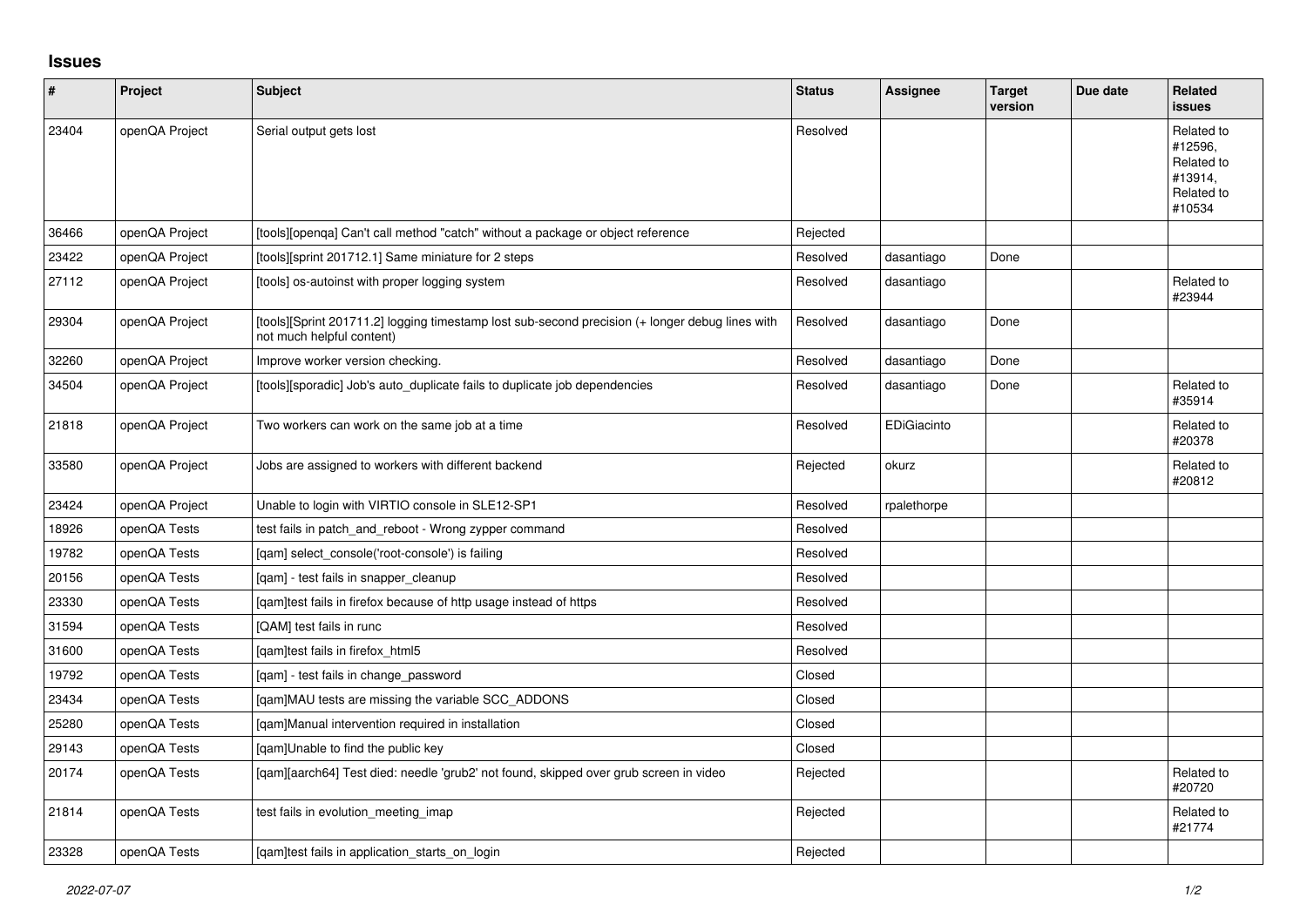## Issues

| # | Project | Subject | Status | Assignee | Target version | Due date | Related issues |
|---|---|---|---|---|---|---|---|
| 23404 | openQA Project | Serial output gets lost | Resolved | | | | Related to #12596, Related to #13914, Related to #10534 |
| 36466 | openQA Project | [tools][openqa] Can't call method "catch" without a package or object reference | Rejected | | | | |
| 23422 | openQA Project | [tools][sprint 201712.1] Same miniature for 2 steps | Resolved | dasantiago | Done | | |
| 27112 | openQA Project | [tools] os-autoinst with proper logging system | Resolved | dasantiago | | | Related to #23944 |
| 29304 | openQA Project | [tools][Sprint 201711.2] logging timestamp lost sub-second precision (+ longer debug lines with not much helpful content) | Resolved | dasantiago | Done | | |
| 32260 | openQA Project | Improve worker version checking. | Resolved | dasantiago | Done | | |
| 34504 | openQA Project | [tools][sporadic] Job's auto_duplicate fails to duplicate job dependencies | Resolved | dasantiago | Done | | Related to #35914 |
| 21818 | openQA Project | Two workers can work on the same job at a time | Resolved | EDiGiacinto | | | Related to #20378 |
| 33580 | openQA Project | Jobs are assigned to workers with different backend | Rejected | okurz | | | Related to #20812 |
| 23424 | openQA Project | Unable to login with VIRTIO console in SLE12-SP1 | Resolved | rpalethorpe | | | |
| 18926 | openQA Tests | test fails in patch_and_reboot - Wrong zypper command | Resolved | | | | |
| 19782 | openQA Tests | [qam] select_console('root-console') is failing | Resolved | | | | |
| 20156 | openQA Tests | [qam] - test fails in snapper_cleanup | Resolved | | | | |
| 23330 | openQA Tests | [qam]test fails in firefox because of http usage instead of https | Resolved | | | | |
| 31594 | openQA Tests | [QAM] test fails in runc | Resolved | | | | |
| 31600 | openQA Tests | [qam]test fails in firefox_html5 | Resolved | | | | |
| 19792 | openQA Tests | [qam] - test fails in change_password | Closed | | | | |
| 23434 | openQA Tests | [qam]MAU tests are missing the variable SCC_ADDONS | Closed | | | | |
| 25280 | openQA Tests | [qam]Manual intervention required in installation | Closed | | | | |
| 29143 | openQA Tests | [qam]Unable to find the public key | Closed | | | | |
| 20174 | openQA Tests | [qam][aarch64] Test died: needle 'grub2' not found, skipped over grub screen in video | Rejected | | | | Related to #20720 |
| 21814 | openQA Tests | test fails in evolution_meeting_imap | Rejected | | | | Related to #21774 |
| 23328 | openQA Tests | [qam]test fails in application_starts_on_login | Rejected | | | | |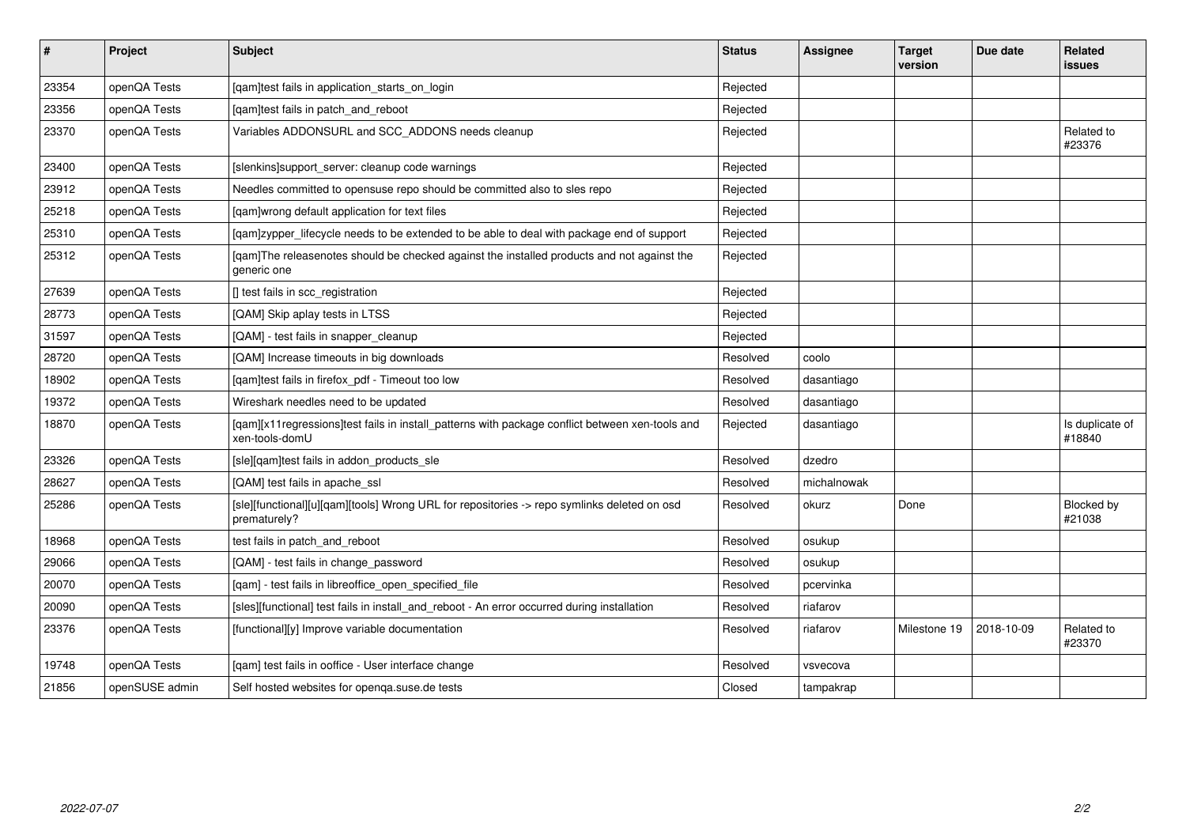| # | Project | Subject | Status | Assignee | Target version | Due date | Related issues |
|---|---|---|---|---|---|---|---|
| 23354 | openQA Tests | [qam]test fails in application_starts_on_login | Rejected | | | | |
| 23356 | openQA Tests | [qam]test fails in patch_and_reboot | Rejected | | | | |
| 23370 | openQA Tests | Variables ADDONSURL and SCC_ADDONS needs cleanup | Rejected | | | | Related to #23376 |
| 23400 | openQA Tests | [slenkins]support_server: cleanup code warnings | Rejected | | | | |
| 23912 | openQA Tests | Needles committed to opensuse repo should be committed also to sles repo | Rejected | | | | |
| 25218 | openQA Tests | [qam]wrong default application for text files | Rejected | | | | |
| 25310 | openQA Tests | [qam]zypper_lifecycle needs to be extended to be able to deal with package end of support | Rejected | | | | |
| 25312 | openQA Tests | [qam]The releasenotes should be checked against the installed products and not against the generic one | Rejected | | | | |
| 27639 | openQA Tests | [] test fails in scc_registration | Rejected | | | | |
| 28773 | openQA Tests | [QAM] Skip aplay tests in LTSS | Rejected | | | | |
| 31597 | openQA Tests | [QAM] - test fails in snapper_cleanup | Rejected | | | | |
| 28720 | openQA Tests | [QAM] Increase timeouts in big downloads | Resolved | coolo | | | |
| 18902 | openQA Tests | [qam]test fails in firefox_pdf - Timeout too low | Resolved | dasantiago | | | |
| 19372 | openQA Tests | Wireshark needles need to be updated | Resolved | dasantiago | | | |
| 18870 | openQA Tests | [qam][x11regressions]test fails in install_patterns with package conflict between xen-tools and xen-tools-domU | Rejected | dasantiago | | | Is duplicate of #18840 |
| 23326 | openQA Tests | [sle][qam]test fails in addon_products_sle | Resolved | dzedro | | | |
| 28627 | openQA Tests | [QAM] test fails in apache_ssl | Resolved | michalnowak | | | |
| 25286 | openQA Tests | [sle][functional][u][qam][tools] Wrong URL for repositories -> repo symlinks deleted on osd prematurely? | Resolved | okurz | Done | | Blocked by #21038 |
| 18968 | openQA Tests | test fails in patch_and_reboot | Resolved | osukup | | | |
| 29066 | openQA Tests | [QAM] - test fails in change_password | Resolved | osukup | | | |
| 20070 | openQA Tests | [qam] - test fails in libreoffice_open_specified_file | Resolved | pcervinka | | | |
| 20090 | openQA Tests | [sles][functional] test fails in install_and_reboot - An error occurred during installation | Resolved | riafarov | | | |
| 23376 | openQA Tests | [functional][y] Improve variable documentation | Resolved | riafarov | Milestone 19 | 2018-10-09 | Related to #23370 |
| 19748 | openQA Tests | [qam] test fails in ooffice - User interface change | Resolved | vsvecova | | | |
| 21856 | openSUSE admin | Self hosted websites for openqa.suse.de tests | Closed | tampakrap | | | |